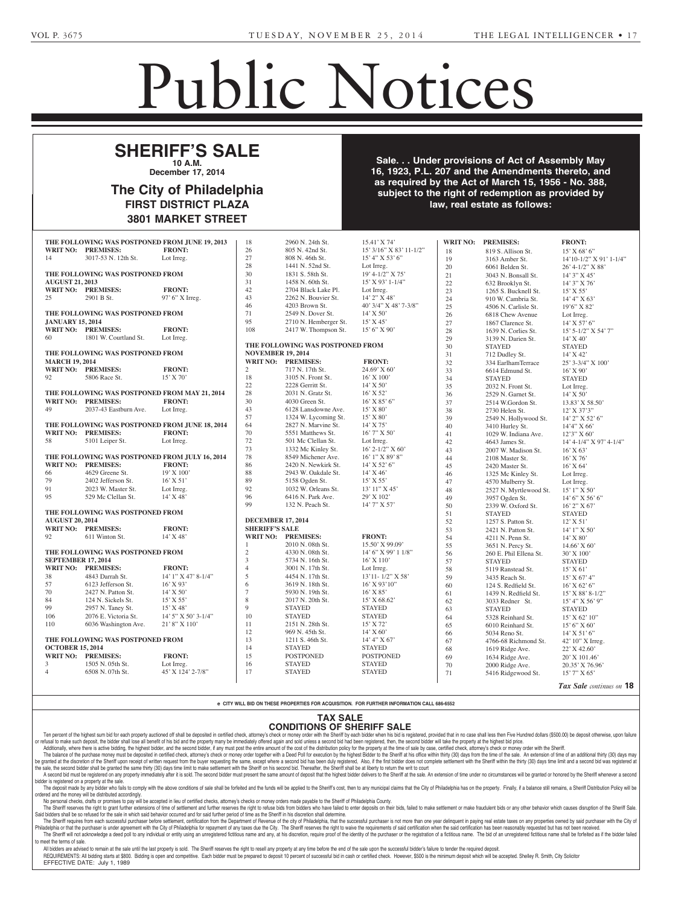# Public Notices

## SHERIFF'S SALE

**10 A.M.**
**December 17, 2014**

## The City of Philadelphia

**FIRST DISTRICT PLAZA**
**3801 MARKET STREET**

**Sale. . . Under provisions of Act of Assembly May 16, 1923, P.L. 207 and the Amendments thereto, and as required by the Act of March 15, 1956 - No. 388, subject to the right of redemption as provided by law, real estate as follows:**

**THE FOLLOWING WAS POSTPONED FROM JUNE 19, 2013**

| WRIT NO: | PREMISES: | FRONT: |
|---|---|---|
| 14 | 3017-53 N. 12th St. | Lot Irreg. |

**THE FOLLOWING WAS POSTPONED FROM AUGUST 21, 2013**

| WRIT NO: | PREMISES: | FRONT: |
|---|---|---|
| 25 | 2901 B St. | 97' 6" X Irreg. |

**THE FOLLOWING WAS POSTPONED FROM JANUARY 15, 2014**

| WRIT NO: | PREMISES: | FRONT: |
|---|---|---|
| 60 | 1801 W. Courtland St. | Lot Irreg. |

**THE FOLLOWING WAS POSTPONED FROM MARCH 19, 2014**

| WRIT NO: | PREMISES: | FRONT: |
|---|---|---|
| 92 | 5806 Race St. | 15' X 70' |

**THE FOLLOWING WAS POSTPONED FROM MAY 21, 2014**

| WRIT NO: | PREMISES: | FRONT: |
|---|---|---|
| 49 | 2037-43 Eastburn Ave. | Lot Irreg. |

**THE FOLLOWING WAS POSTPONED FROM JUNE 18, 2014**

| WRIT NO: | PREMISES: | FRONT: |
|---|---|---|
| 58 | 5101 Leiper St. | Lot Irreg. |

**THE FOLLOWING WAS POSTPONED FROM JULY 16, 2014**

| WRIT NO: | PREMISES: | FRONT: |
|---|---|---|
| 66 | 4629 Greene St. | 19' X 100' |
| 79 | 2402 Jefferson St. | 16' X 51' |
| 91 | 2023 W. Master St. | Lot Irreg. |
| 95 | 529 Mc Clellan St. | 14' X 48' |

**THE FOLLOWING WAS POSTPONED FROM AUGUST 20, 2014**

| WRIT NO: | PREMISES: | FRONT: |
|---|---|---|
| 92 | 611 Winton St. | 14' X 48' |

**THE FOLLOWING WAS POSTPONED FROM SEPTEMBER 17, 2014**

| WRIT NO: | PREMISES: | FRONT: |
|---|---|---|
| 38 | 4843 Darrah St. | 14' 1" X 47' 8-1/4" |
| 57 | 6123 Jefferson St. | 16' X 93' |
| 70 | 2427 N. Patton St. | 14' X 50' |
| 84 | 124 N. Sickels St. | 15' X 55' |
| 99 | 2957 N. Taney St. | 15' X 48' |
| 106 | 2076 E. Victoria St. | 14' 5" X 50' 3-1/4" |
| 110 | 6036 Washington Ave. | 21' 8" X 110' |

**THE FOLLOWING WAS POSTPONED FROM OCTOBER 15, 2014**

| WRIT NO: | PREMISES: | FRONT: |
|---|---|---|
| 3 | 1505 N. 05th St. | Lot Irreg. |
| 4 | 6508 N. 07th St. | 45' X 124' 2-7/8" |
| 18 | 2960 N. 24th St. | 15.41' X 74' |
| 26 | 805 N. 42nd St. | 15' 3/16" X 83' 11-1/2" |
| 27 | 808 N. 46th St. | 15' 4" X 53' 6" |
| 28 | 1441 N. 52nd St. | Lot Irreg. |
| 30 | 1831 S. 58th St. | 19' 4-1/2" X 75' |
| 31 | 1458 N. 60th St. | 15' X 93' 1-1/4" |
| 42 | 2704 Black Lake Pl. | Lot Irreg. |
| 43 | 2262 N. Bouvier St. | 14' 2" X 48' |
| 46 | 4203 Brown St. | 40' 3/4" X 48' 7-3/8" |
| 71 | 2549 N. Dover St. | 14' X 50' |
| 95 | 2710 N. Hemberger St. | 15' X 45' |
| 108 | 2417 W. Thompson St. | 15' 6" X 90' |

**THE FOLLOWING WAS POSTPONED FROM NOVEMBER 19, 2014**

| WRIT NO: | PREMISES: | FRONT: |
|---|---|---|
| 2 | 717 N. 17th St. | 24.69' X 60' |
| 18 | 3105 N. Front St. | 16' X 100' |
| 22 | 2228 Gerritt St. | 14' X 50' |
| 28 | 2031 N. Gratz St. | 16' X 52' |
| 30 | 4030 Green St. | 16' X 85' 6" |
| 43 | 6128 Lansdowne Ave. | 15' X 80' |
| 57 | 1324 W. Lycoming St. | 15' X 80' |
| 64 | 2827 N. Marvine St. | 14' X 75' |
| 70 | 5551 Matthews St. | 16' 7" X 50' |
| 72 | 501 Mc Clellan St. | Lot Irreg. |
| 73 | 1332 Mc Kinley St. | 16' 2-1/2" X 60' |
| 78 | 8549 Michener Ave. | 16' 1" X 89' 8" |
| 86 | 2420 N. Newkirk St. | 14' X 52' 6" |
| 88 | 2943 W. Oakdale St. | 14' X 46' |
| 89 | 5158 Ogden St. | 15' X 55' |
| 92 | 1032 W. Orleans St. | 13' 11" X 45' |
| 96 | 6416 N. Park Ave. | 29' X 102' |
| 99 | 132 N. Peach St. | 14' 7" X 57' |

**DECEMBER 17, 2014**
**SHERIFF'S SALE**

| WRIT NO: | PREMISES: | FRONT: |
|---|---|---|
| 1 | 2010 N. 08th St. | 15.50' X 99.09' |
| 2 | 4330 N. 08th St. | 14' 6" X 99' 1 1/8" |
| 3 | 5734 N. 16th St. | 16' X 110' |
| 4 | 3001 N. 17th St. | Lot Irreg. |
| 5 | 4454 N. 17th St. | 13'11- 1/2" X 58' |
| 6 | 3619 N. 18th St. | 16' X 93'10" |
| 7 | 5930 N. 19th St. | 16' X 85' |
| 8 | 2017 N. 20th St. | 15' X 68.62' |
| 9 | STAYED | STAYED |
| 10 | STAYED | STAYED |
| 11 | 2151 N. 28th St. | 15' X 72' |
| 12 | 969 N. 45th St. | 14' X 60' |
| 13 | 1211 S. 46th St. | 14' 4" X 67' |
| 14 | STAYED | STAYED |
| 15 | POSTPONED | POSTPONED |
| 16 | STAYED | STAYED |
| 17 | STAYED | STAYED |
| 18 | 819 S. Allison St. | 15' X 68' 6" |
| 19 | 3163 Amber St. | 14'10-1/2" X 91' 1-1/4" |
| 20 | 6061 Belden St. | 26' 4-1/2" X 88' |
| 21 | 3043 N. Bonsall St. | 14' 3" X 45' |
| 22 | 632 Brooklyn St. | 14' 3" X 76' |
| 23 | 1265 S. Bucknell St. | 15' X 55' |
| 24 | 910 W. Cambria St. | 14' 4" X 63' |
| 25 | 4506 N. Carlisle St. | 19'6" X 82' |
| 26 | 6818 Chew Avenue | Lot Irreg. |
| 27 | 1867 Clarence St. | 14' X 57' 6" |
| 28 | 1639 N. Corlies St. | 15' 5-1/2" X 54' 7" |
| 29 | 3139 N. Darien St. | 14' X 40' |
| 30 | STAYED | STAYED |
| 31 | 712 Dudley St. | 14' X 42' |
| 32 | 334 EarlhamTerrace | 25' 3-3/4" X 100' |
| 33 | 6614 Edmund St. | 16' X 90' |
| 34 | STAYED | STAYED |
| 35 | 2032 N. Front St. | Lot Irreg. |
| 36 | 2529 N. Garnet St. | 14' X 50' |
| 37 | 2514 W.Gordon St. | 13.83' X 58.50' |
| 38 | 2730 Helen St. | 12' X 37'3" |
| 39 | 2549 N. Hollywood St. | 14' 2" X 52' 6" |
| 40 | 3410 Hurley St. | 14'4" X 66' |
| 41 | 1029 W. Indiana Ave. | 12'3" X 60' |
| 42 | 4643 James St. | 14' 4-1/4" X 97' 4-1/4" |
| 43 | 2007 W. Madison St. | 16' X 63' |
| 44 | 2108 Master St. | 16' X 76' |
| 45 | 2420 Master St. | 16' X 64' |
| 46 | 1325 Mc Kinley St. | Lot Irreg. |
| 47 | 4570 Mulberry St. | Lot Irreg. |
| 48 | 2527 N. Myrtlewood St. | 15' 1" X 50' |
| 49 | 3957 Ogden St. | 14' 6" X 56' 6" |
| 50 | 2339 W. Oxford St. | 16' 2" X 67' |
| 51 | STAYED | STAYED |
| 52 | 1257 S. Patton St. | 12' X 51' |
| 53 | 2421 N. Patton St. | 14' 1" X 50' |
| 54 | 4211 N. Penn St. | 14' X 80' |
| 55 | 3651 N. Percy St. | 14.66' X 60' |
| 56 | 260 E. Phil Ellena St. | 30' X 100' |
| 57 | STAYED | STAYED |
| 58 | 5119 Ranstead St. | 15' X 61' |
| 59 | 3435 Reach St. | 15' X 67' 4" |
| 60 | 124 S. Redfield St. | 16' X 62' 6" |
| 61 | 1439 N. Redfield St. | 15' X 88' 8-1/2" |
| 62 | 3033 Redner St. | 15' 4" X 56' 9" |
| 63 | STAYED | STAYED |
| 64 | 5328 Reinhard St. | 15' X 62' 10" |
| 65 | 6010 Reinhard St. | 15' 6" X 60' |
| 66 | 5034 Reno St. | 14' X 51' 6" |
| 67 | 4766-68 Richmond St. | 42' 10" X Irreg. |
| 68 | 1619 Ridge Ave. | 22' X 42.60' |
| 69 | 1634 Ridge Ave. | 20' X 101.46' |
| 70 | 2000 Ridge Ave. | 20.35' X 76.96' |
| 71 | 5416 Ridgewood St. | 15' 7" X 65' |

*Tax Sale continues on* **18**

e CITY WILL BID ON THESE PROPERTIES FOR ACQUISITION. FOR FURTHER INFORMATION CALL 686-6552

## TAX SALE
## CONDITIONS OF SHERIFF SALE

Ten percent of the highest sum bid for each property auctioned off shall be deposited in certified check, attorney's check or money order with the Sheriff by each bidder when his bid is registered, provided that in no case shall less then Five Hundred dollars ($500.00) be deposit otherwise, upon failure or refusal to make such deposit, the bidder shall lose all benefit of his bid and the property many be immediately offered again and sold unless a second bid had been registered, then, the second bidder will take the property at the highest bid price.

Additionally, where there is active bidding, the highest bidder, and the second bidder, if any must post the entire amount of the cost of the distribution policy for the property at the time of sale by case, certified check, attorney's check or money order with the Sheriff.

The balance of the purchase money must be deposited in certified check, attorney's check or money order together with a Deed Poll for execution by the highest Bidder to the Sheriff at his office within thirty (30) days from the time of the sale. An extension of time of an additional thirty (30) days may be granted at the discretion of the Sheriff upon receipt of written request from the buyer requesting the same, except where a second bid has been duly registered. Also, if the first bidder does not complete settlement with the Sheriff within the thirty (30) days time limit and a second bid was registered at the sale, the second bidder shall be granted the same thirty (30) days time limit to make settlement with the Sheriff on his second bid. Thereafter, the Sheriff shall be at liberty to return the writ to court

A second bid must be registered on any property immediately after it is sold. The second bidder must present the same amount of deposit that the highest bidder delivers to the Sheriff at the sale. An extension of time under no circumstances will be granted or honored by the Sheriff whenever a second bidder is registered on a property at the sale.

The deposit made by any bidder who fails to comply with the above conditions of sale shall be forfeited and the funds will be applied to the Sheriff's cost, then to any municipal claims that the City of Philadelphia has on the property. Finally, if a balance still remains, a Sheriff Distribution Policy will be ordered and the money will be distributed accordingly.

No personal checks, drafts or promises to pay will be accepted in lieu of certified checks, attorney's checks or money orders made payable to the Sheriff of Philadelphia County.

The Sheriff reserves the right to grant further extensions of time of settlement and further reserves the right to refuse bids from bidders who have failed to enter deposits on their bids, failed to make settlement or make fraudulent bids or any other behavior which causes disruption of the Sheriff Sale. Said bidders shall be so refused for the sale in which said behavior occurred and for said further period of time as the Sheriff in his discretion shall determine.

The Sheriff requires from each successful purchaser before settlement, certification from the Department of Revenue of the city of Philadelphia, that the successful purchaser is not more than one year delinquent in paying real estate taxes on any properties owned by said purchaser with the City of Philadelphia or that the purchaser is under agreement with the City of Philadelphia for repayment of any taxes due the City. The Sheriff reserves the right to waive the requirements of said certification when the said certification has been reasonably requested but has not been received.

The Sheriff will not acknowledge a deed poll to any individual or entity using an unregistered fictitious name and any, at his discretion, require proof of the identity of the purchaser or the registration of a fictitious name. The bid of an unregistered fictitious name shall be forfeited as if the bidder failed to meet the terms of sale.

All bidders are advised to remain at the sale until the last property is sold. The Sheriff reserves the right to resell any property at any time before the end of the sale upon the successful bidder's failure to tender the required deposit.

REQUIREMENTS: All bidding starts at $800. Bidding is open and competitive. Each bidder must be prepared to deposit 10 percent of successful bid in cash or certified check. However, $500 is the minimum deposit which will be accepted. Shelley R. Smith, City Solicitor

EFFECTIVE DATE: July 1, 1989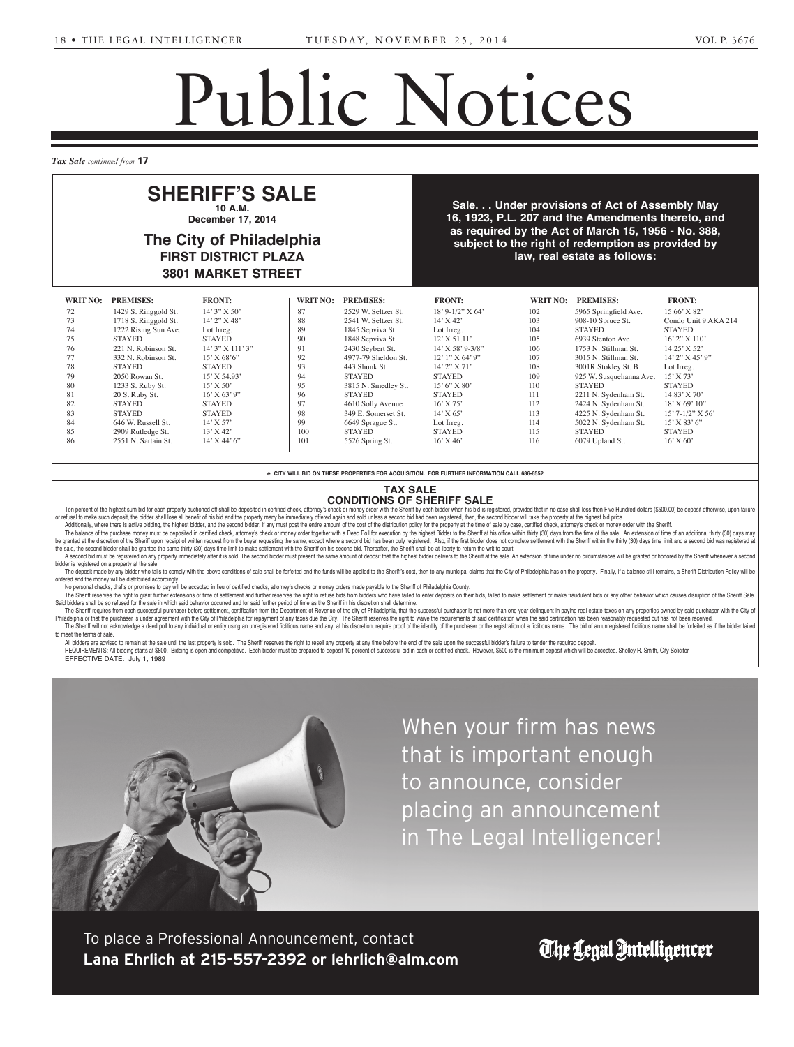# Public Notices

*Tax Sale continued from* **17**

## SHERIFF'S SALE

**10 A.M.**
**December 17, 2014**

### The City of Philadelphia

**FIRST DISTRICT PLAZA**
**3801 MARKET STREET**

**Sale. . . Under provisions of Act of Assembly May 16, 1923, P.L. 207 and the Amendments thereto, and as required by the Act of March 15, 1956 - No. 388, subject to the right of redemption as provided by law, real estate as follows:**

| WRIT NO: | PREMISES: | FRONT: |
|---|---|---|
| 72 | 1429 S. Ringgold St. | 14' 3" X 50' |
| 73 | 1718 S. Ringgold St. | 14' 2" X 48' |
| 74 | 1222 Rising Sun Ave. | Lot Irreg. |
| 75 | STAYED | STAYED |
| 76 | 221 N. Robinson St. | 14' 3" X 111' 3" |
| 77 | 332 N. Robinson St. | 15' X 68'6" |
| 78 | STAYED | STAYED |
| 79 | 2050 Rowan St. | 15' X 54.93' |
| 80 | 1233 S. Ruby St. | 15' X 50' |
| 81 | 20 S. Ruby St. | 16' X 63' 9" |
| 82 | STAYED | STAYED |
| 83 | STAYED | STAYED |
| 84 | 646 W. Russell St. | 14' X 57' |
| 85 | 2909 Rutledge St. | 13' X 42' |
| 86 | 2551 N. Sartain St. | 14' X 44' 6" |
| 87 | 2529 W. Seltzer St. | 18' 9-1/2" X 64' |
| 88 | 2541 W. Seltzer St. | 14' X 42' |
| 89 | 1845 Sepviva St. | Lot Irreg. |
| 90 | 1848 Sepviva St. | 12' X 51.11' |
| 91 | 2430 Seybert St. | 14' X 58' 9-3/8" |
| 92 | 4977-79 Sheldon St. | 12' 1" X 64' 9" |
| 93 | 443 Shunk St. | 14' 2" X 71' |
| 94 | STAYED | STAYED |
| 95 | 3815 N. Smedley St. | 15' 6" X 80' |
| 96 | STAYED | STAYED |
| 97 | 4610 Solly Avenue | 16' X 75' |
| 98 | 349 E. Somerset St. | 14' X 65' |
| 99 | 6649 Sprague St. | Lot Irreg. |
| 100 | STAYED | STAYED |
| 101 | 5526 Spring St. | 16' X 46' |
| 102 | 5965 Springfield Ave. | 15.66' X 82' |
| 103 | 908-10 Spruce St. | Condo Unit 9 AKA 214 |
| 104 | STAYED | STAYED |
| 105 | 6939 Stenton Ave. | 16' 2" X 110' |
| 106 | 1753 N. Stillman St. | 14.25' X 52' |
| 107 | 3015 N. Stillman St. | 14' 2" X 45' 9" |
| 108 | 3001R Stokley St. B | Lot Irreg. |
| 109 | 925 W. Susquehanna Ave. | 15' X 73' |
| 110 | STAYED | STAYED |
| 111 | 2211 N. Sydenham St. | 14.83' X 70' |
| 112 | 2424 N. Sydenham St. | 18' X 69' 10" |
| 113 | 4225 N. Sydenham St. | 15' 7-1/2" X 56' |
| 114 | 5022 N. Sydenham St. | 15' X 83' 6" |
| 115 | STAYED | STAYED |
| 116 | 6079 Upland St. | 16' X 60' |

e CITY WILL BID ON THESE PROPERTIES FOR ACQUISITION. FOR FURTHER INFORMATION CALL 686-6552

### TAX SALE
### CONDITIONS OF SHERIFF SALE

Ten percent of the highest sum bid for each property auctioned off shall be deposited in certified check, attorney's check or money order with the Sheriff by each bidder when his bid is registered, provided that in no case shall less then Five Hundred dollars ($500.00) be deposit otherwise, upon failure or refusal to make such deposit, the bidder shall lose all benefit of his bid and the property many be immediately offered again and sold unless a second bid had been registered, then, the second bidder will take the property at the highest bid price.

Additionally, where there is active bidding, the highest bidder, and the second bidder, if any must post the entire amount of the cost of the distribution policy for the property at the time of sale by case, certified check, attorney's check or money order with the Sheriff.

The balance of the purchase money must be deposited in certified check, attorney's check or money order together with a Deed Poll for execution by the highest Bidder to the Sheriff at his office within thirty (30) days from the time of the sale. An extension of time of an additional thirty (30) days may be granted at the discretion of the Sheriff upon receipt of written request from the buyer requesting the same, except where a second bid has been duly registered, Also, if the first bidder does not complete settlement with the Sheriff within the thirty (30) days time limit and a second bid was registered at the sale, the second bidder shall be granted the same thirty (30) days time limit to make settlement with the Sheriff on his second bid. Thereafter, the Sheriff shall be at liberty to return the writ to court

A second bid must be registered on any property immediately after it is sold. The second bidder must present the same amount of deposit that the highest bidder delivers to the Sheriff at the sale. An extension of time under no circumstances will be granted or honored by the Sheriff whenever a second bidder is registered on a property at the sale.

The deposit made by any bidder who fails to comply with the above conditions of sale shall be forfeited and the funds will be applied to the Sheriff's cost, then to any municipal claims that the City of Philadelphia has on the property. Finally, if a balance still remains, a Sheriff Distribution Policy will be ordered and the money will be distributed accordingly.

No personal checks, drafts or promises to pay will be accepted in lieu of certified checks, attorney's checks or money orders made payable to the Sheriff of Philadelphia County.

The Sheriff reserves the right to grant further extensions of time of settlement and further reserves the right to refuse bids from bidders who have failed to enter deposits on their bids, failed to make settlement or make fraudulent bids or any other behavior which causes disruption of the Sheriff Sale. Said bidders shall be so refused for the sale in which said behavior occurred and for said further period of time as the Sheriff in his discretion shall determine.

The Sheriff requires from each successful purchaser before settlement, certification from the Department of Revenue of the city of Philadelphia, that the successful purchaser is not more than one year delinquent in paying real estate taxes on any properties owned by said purchaser with the City of Philadelphia or that the purchaser is under agreement with the City of Philadelphia for repayment of any taxes due the City. The Sheriff reserves the right to waive the requirements of said certification when the said certification has been reasonably requested but has not been received.

The Sheriff will not acknowledge a deed poll to any individual or entity using an unregistered fictitious name and any, at his discretion, require proof of the identity of the purchaser or the registration of a fictitious name. The bid of an unregistered fictitious name shall be forfeited as if the bidder failed to meet the terms of sale.

All bidders are advised to remain at the sale until the last property is sold. The Sheriff reserves the right to resell any property at any time before the end of the sale upon the successful bidder's failure to tender the required deposit.

REQUIREMENTS: All bidding starts at $800. Bidding is open and competitive. Each bidder must be prepared to deposit 10 percent of successful bid in cash or certified check. However, $500 is the minimum deposit which will be accepted. Shelley R. Smith, City Solicitor

EFFECTIVE DATE: July 1, 1989

When your firm has news that is important enough to announce, consider placing an announcement in The Legal Intelligencer!

To place a Professional Announcement, contact **Lana Ehrlich at 215-557-2392 or lehrlich@alm.com**

The Legal Intelligencer